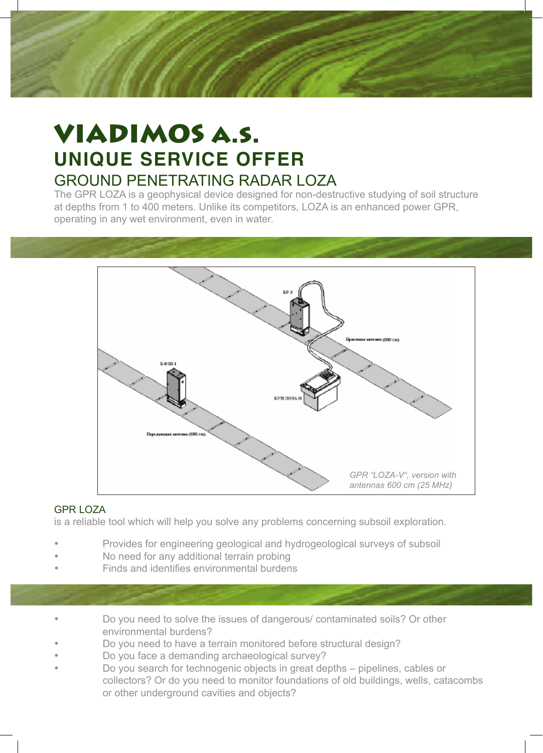# VIADIMOS A.S.

## UNIQUE SERVICE OFFER

### GROUND PENETRATING RADAR LOZA

The GPR LOZA is a geophysical device designed for non-destructive studying of soil structure at depths from 1 to 400 meters. Unlike its competitors, LOZA is an enhanced power GPR, operating in any wet environment, even in water.

*GPR "LOZA-V", version with antennas 600 cm (25 MHz)*

GPR LOZA

is a reliable tool which will help you solve any problems concerning subsoil exploration.

- Provides for engineering geological and hydrogeological surveys of subsoil
- No need for any additional terrain probing
- Finds and identifies environmental burdens

- Do you need to solve the issues of dangerous/ contaminated soils? Or other environmental burdens?
- Do you need to have a terrain monitored before structural design?
- Do you face a demanding archaeological survey?
- Do you search for technogenic objects in great depths – pipelines, cables or collectors? Or do you need to monitor foundations of old buildings, wells, catacombs or other underground cavities and objects?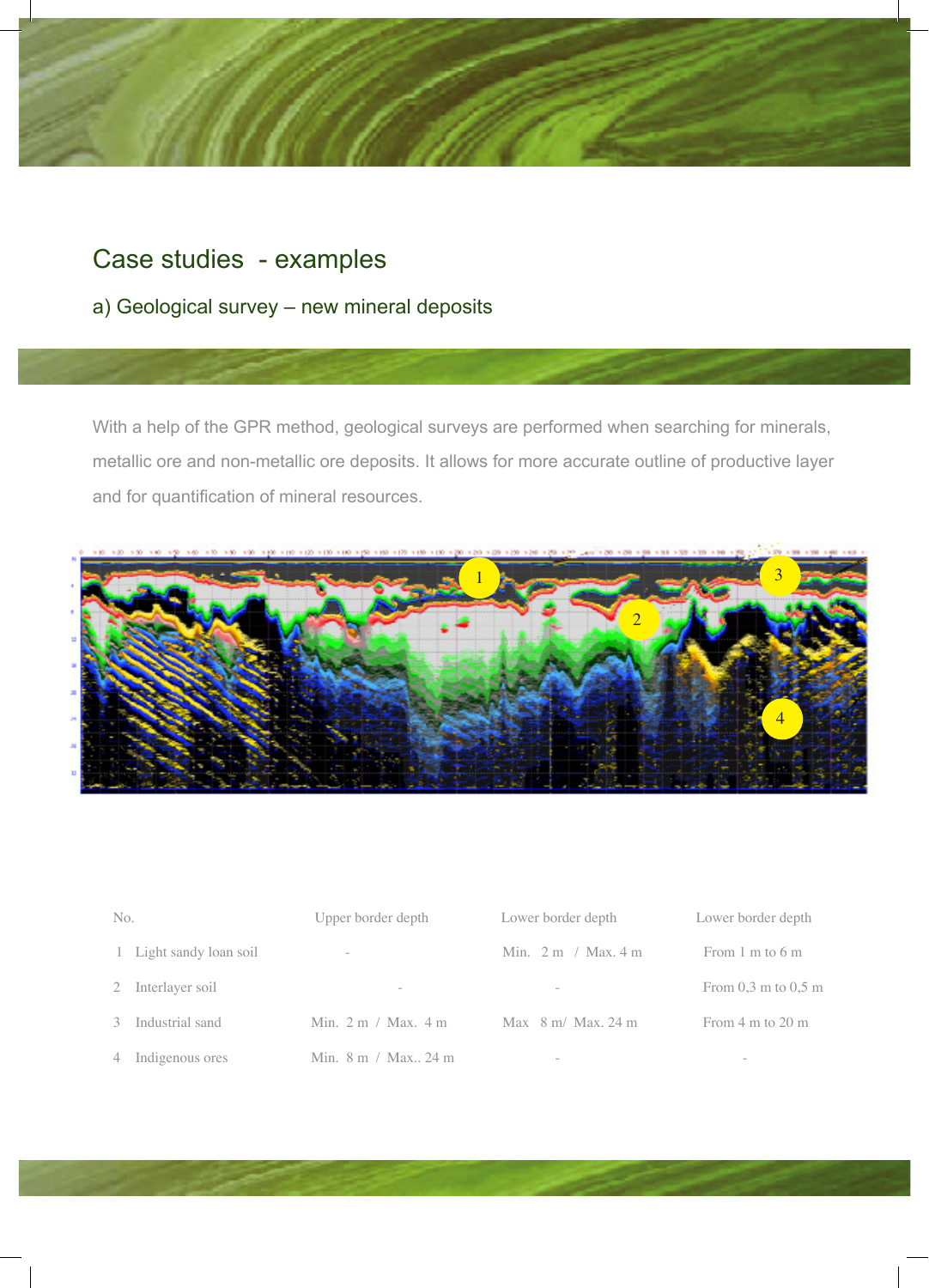# Case studies - examples

## a) Geological survey – new mineral deposits

With a help of the GPR method, geological surveys are performed when searching for minerals, metallic ore and non-metallic ore deposits. It allows for more accurate outline of productive layer and for quantification of mineral resources.

| No. | | Upper border depth | Lower border depth | Lower border depth |
|---|---|---|---|---|
| 1 | Light sandy loan soil | - | Min. 2 m / Max. 4 m | From 1 m to 6 m |
| 2 | Interlayer soil | - | - | From 0,3 m to 0,5 m |
| 3 | Industrial sand | Min. 2 m / Max. 4 m | Max 8 m/ Max. 24 m | From 4 m to 20 m |
| 4 | Indigenous ores | Min. 8 m / Max.. 24 m | - | - |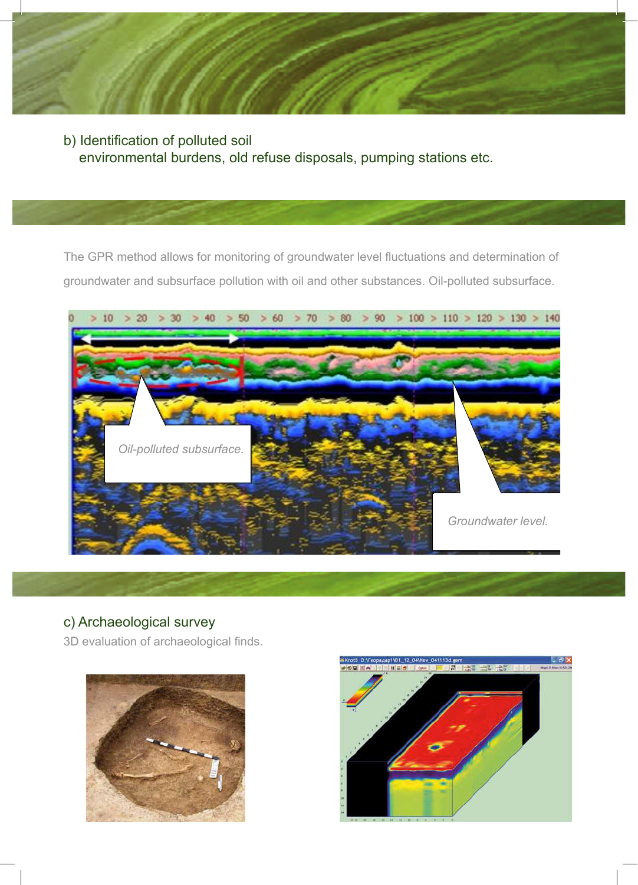b) Identification of polluted soil

environmental burdens, old refuse disposals, pumping stations etc.

The GPR method allows for monitoring of groundwater level fluctuations and determination of groundwater and subsurface pollution with oil and other substances. Oil-polluted subsurface.

c) Archaeological survey

3D evaluation of archaeological finds.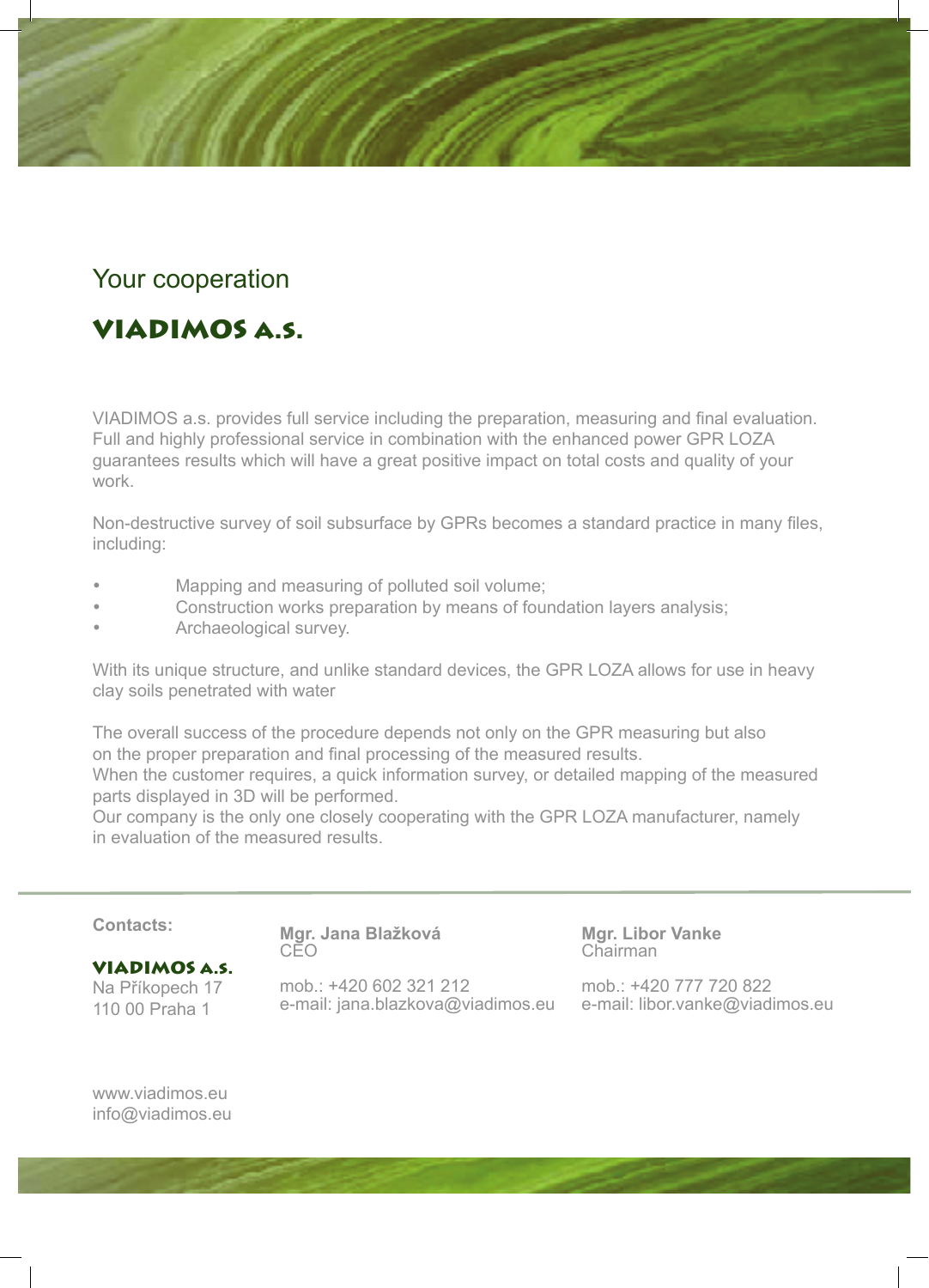## Your cooperation

## VIADIMOS a.s.

VIADIMOS a.s. provides full service including the preparation, measuring and final evaluation. Full and highly professional service in combination with the enhanced power GPR LOZA guarantees results which will have a great positive impact on total costs and quality of your work.

Non-destructive survey of soil subsurface by GPRs becomes a standard practice in many files, including:

- Mapping and measuring of polluted soil volume;
- Construction works preparation by means of foundation layers analysis;
- Archaeological survey.

With its unique structure, and unlike standard devices, the GPR LOZA allows for use in heavy clay soils penetrated with water

The overall success of the procedure depends not only on the GPR measuring but also on the proper preparation and final processing of the measured results.
When the customer requires, a quick information survey, or detailed mapping of the measured parts displayed in 3D will be performed.
Our company is the only one closely cooperating with the GPR LOZA manufacturer, namely in evaluation of the measured results.

**Contacts:**

**VIADIMOS a.s.**
Na Příkopech 17
110 00 Praha 1

**Mgr. Jana Blažková**
CEO

mob.: +420 602 321 212
e-mail: jana.blazkova@viadimos.eu

**Mgr. Libor Vanke**
Chairman

mob.: +420 777 720 822
e-mail: libor.vanke@viadimos.eu

www.viadimos.eu
info@viadimos.eu